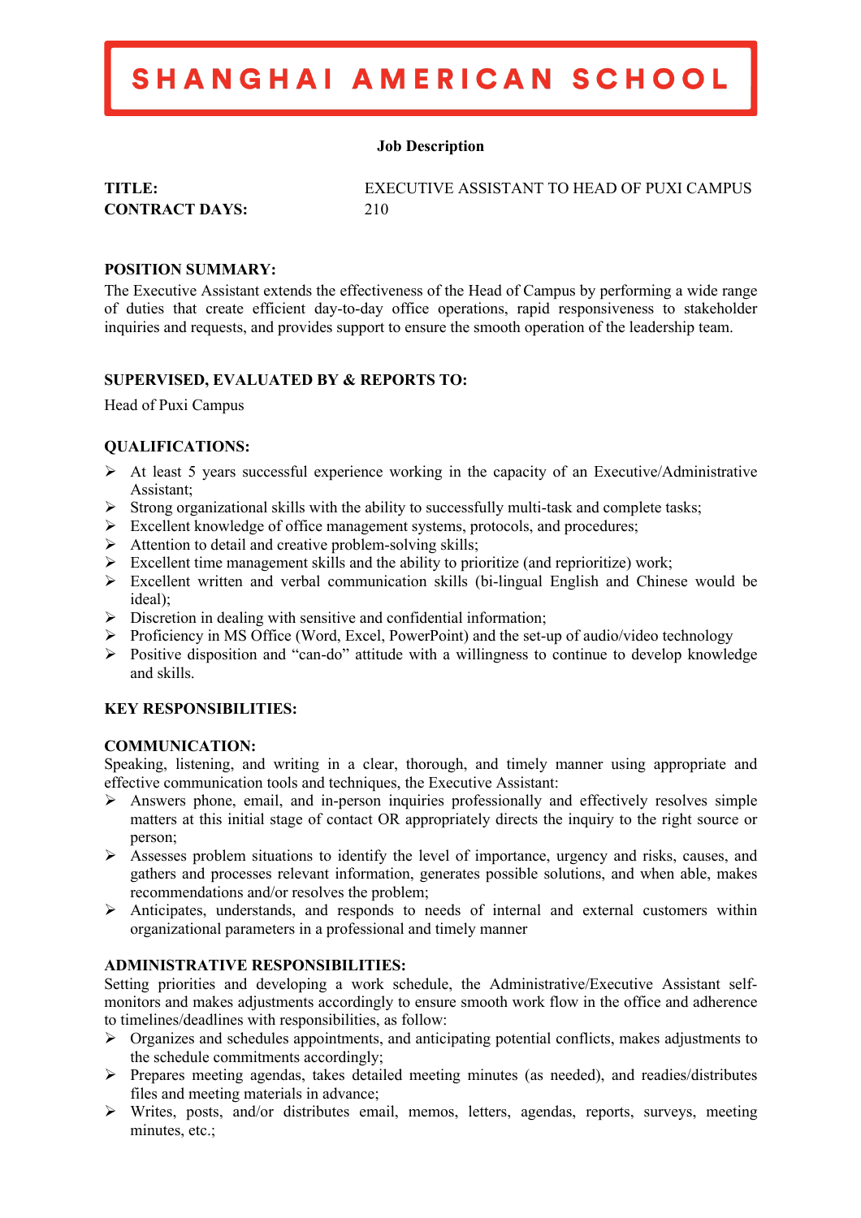# SHANGHAI AMERICAN SCHOOL

**Job Description**

| | |
|---|---|
| **TITLE:** | EXECUTIVE ASSISTANT TO HEAD OF PUXI CAMPUS |
| **CONTRACT DAYS:** | 210 |

**POSITION SUMMARY:**
The Executive Assistant extends the effectiveness of the Head of Campus by performing a wide range of duties that create efficient day-to-day office operations, rapid responsiveness to stakeholder inquiries and requests, and provides support to ensure the smooth operation of the leadership team.

**SUPERVISED, EVALUATED BY & REPORTS TO:**

Head of Puxi Campus

**QUALIFICATIONS:**

- At least 5 years successful experience working in the capacity of an Executive/Administrative Assistant;
- Strong organizational skills with the ability to successfully multi-task and complete tasks;
- Excellent knowledge of office management systems, protocols, and procedures;
- Attention to detail and creative problem-solving skills;
- Excellent time management skills and the ability to prioritize (and reprioritize) work;
- Excellent written and verbal communication skills (bi-lingual English and Chinese would be ideal);
- Discretion in dealing with sensitive and confidential information;
- Proficiency in MS Office (Word, Excel, PowerPoint) and the set-up of audio/video technology
- Positive disposition and "can-do" attitude with a willingness to continue to develop knowledge and skills.

**KEY RESPONSIBILITIES:**

**COMMUNICATION:**
Speaking, listening, and writing in a clear, thorough, and timely manner using appropriate and effective communication tools and techniques, the Executive Assistant:

- Answers phone, email, and in-person inquiries professionally and effectively resolves simple matters at this initial stage of contact OR appropriately directs the inquiry to the right source or person;
- Assesses problem situations to identify the level of importance, urgency and risks, causes, and gathers and processes relevant information, generates possible solutions, and when able, makes recommendations and/or resolves the problem;
- Anticipates, understands, and responds to needs of internal and external customers within organizational parameters in a professional and timely manner

**ADMINISTRATIVE RESPONSIBILITIES:**
Setting priorities and developing a work schedule, the Administrative/Executive Assistant self-monitors and makes adjustments accordingly to ensure smooth work flow in the office and adherence to timelines/deadlines with responsibilities, as follow:

- Organizes and schedules appointments, and anticipating potential conflicts, makes adjustments to the schedule commitments accordingly;
- Prepares meeting agendas, takes detailed meeting minutes (as needed), and readies/distributes files and meeting materials in advance;
- Writes, posts, and/or distributes email, memos, letters, agendas, reports, surveys, meeting minutes, etc.;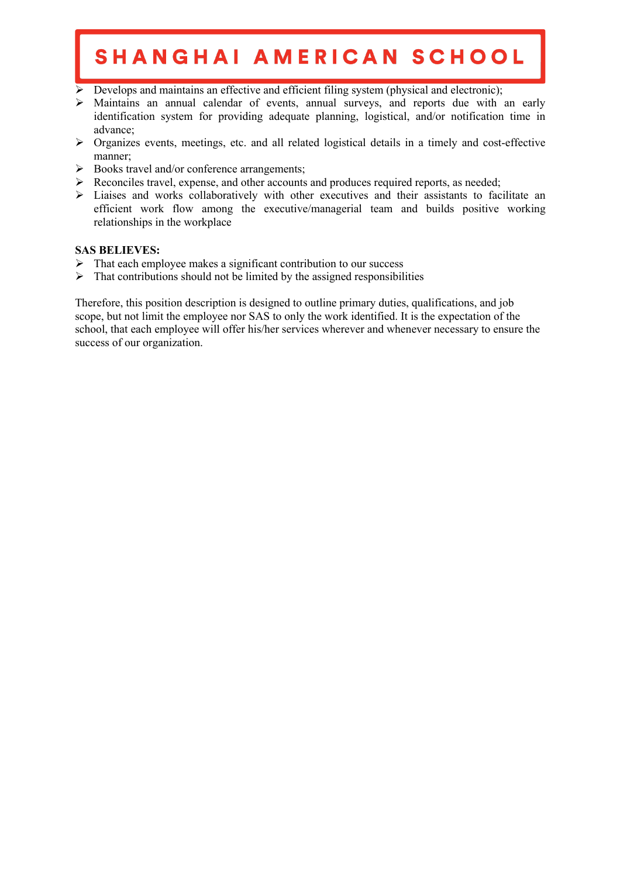- Develops and maintains an effective and efficient filing system (physical and electronic);
- Maintains an annual calendar of events, annual surveys, and reports due with an early identification system for providing adequate planning, logistical, and/or notification time in advance;
- Organizes events, meetings, etc. and all related logistical details in a timely and cost-effective manner;
- Books travel and/or conference arrangements;
- Reconciles travel, expense, and other accounts and produces required reports, as needed;
- Liaises and works collaboratively with other executives and their assistants to facilitate an efficient work flow among the executive/managerial team and builds positive working relationships in the workplace

**SAS BELIEVES:**

- That each employee makes a significant contribution to our success
- That contributions should not be limited by the assigned responsibilities

Therefore, this position description is designed to outline primary duties, qualifications, and job scope, but not limit the employee nor SAS to only the work identified. It is the expectation of the school, that each employee will offer his/her services wherever and whenever necessary to ensure the success of our organization.